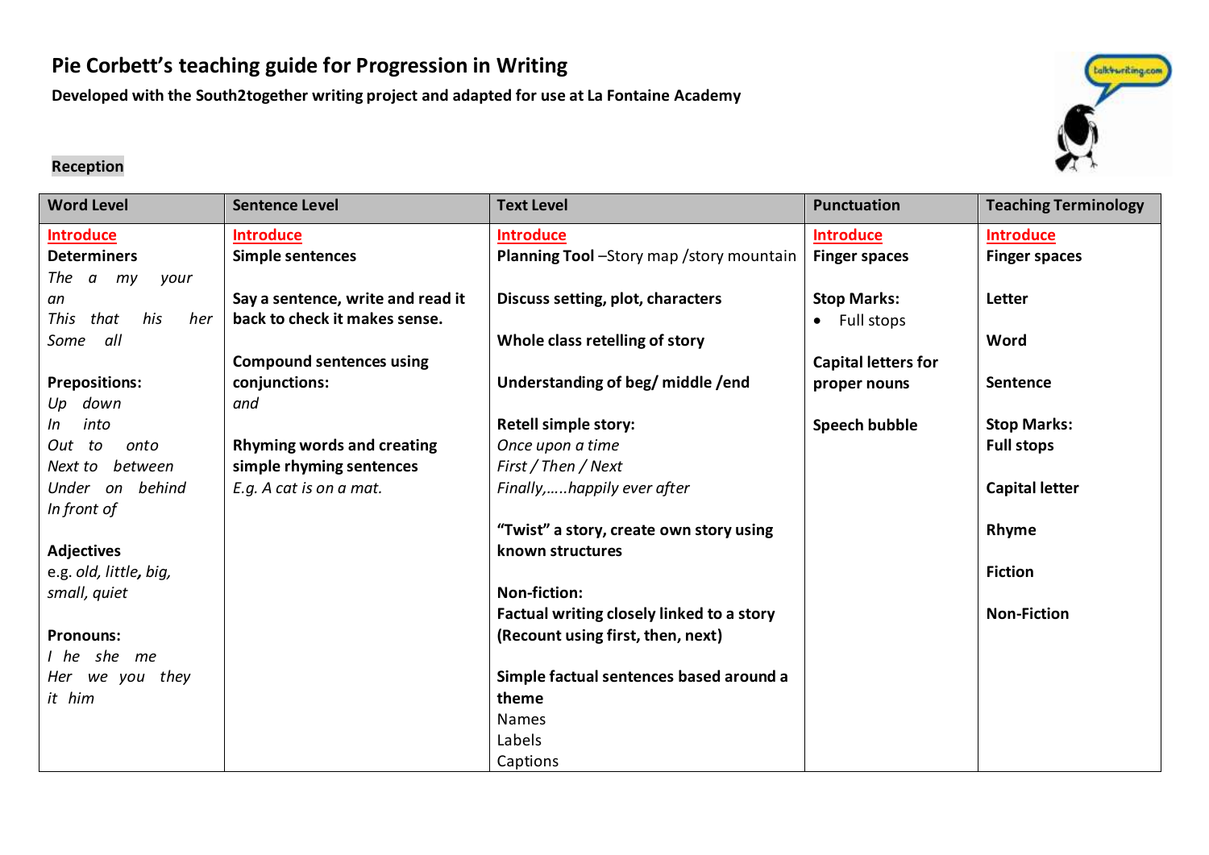# Pie Corbett's teaching guide for Progression in Writing

**Developed with the South2together writing project and adapted for use at La Fontaine Academy**

## Reception

| Word Level | Sentence Level | Text Level | Punctuation | Teaching Terminology |
|---|---|---|---|---|
| **Introduce**<br>**Determiners**<br>*The a my your an*<br>*This that his her*<br>*Some all*<br><br>**Prepositions:**<br>*Up down*<br>*In into*<br>*Out to onto*<br>*Next to between*<br>*Under on behind*<br>*In front of*<br><br>**Adjectives**<br>e.g. *old, little, big, small, quiet*<br><br>**Pronouns:**<br>*I he she me*<br>*Her we you they*<br>*it him* | **Introduce**<br>**Simple sentences**<br><br>**Say a sentence, write and read it back to check it makes sense.**<br><br>**Compound sentences using conjunctions:**<br>*and*<br><br>**Rhyming words and creating simple rhyming sentences**<br>*E.g. A cat is on a mat.* | **Introduce**<br>**Planning Tool** –Story map /story mountain<br><br>**Discuss setting, plot, characters**<br><br>**Whole class retelling of story**<br><br>**Understanding of beg/ middle /end**<br><br>**Retell simple story:**<br>*Once upon a time*<br>*First / Then / Next*<br>*Finally,…..happily ever after*<br><br>**"Twist" a story, create own story using known structures**<br><br>**Non-fiction:**<br>**Factual writing closely linked to a story (Recount using first, then, next)**<br><br>**Simple factual sentences based around a theme**<br>Names<br>Labels<br>Captions | **Introduce**<br>**Finger spaces**<br><br>**Stop Marks:**<br>• Full stops<br><br>**Capital letters for proper nouns**<br><br>**Speech bubble** | **Introduce**<br>**Finger spaces**<br><br>**Letter**<br><br>**Word**<br><br>**Sentence**<br><br>**Stop Marks:**<br>**Full stops**<br><br>**Capital letter**<br><br>**Rhyme**<br><br>**Fiction**<br><br>**Non-Fiction** |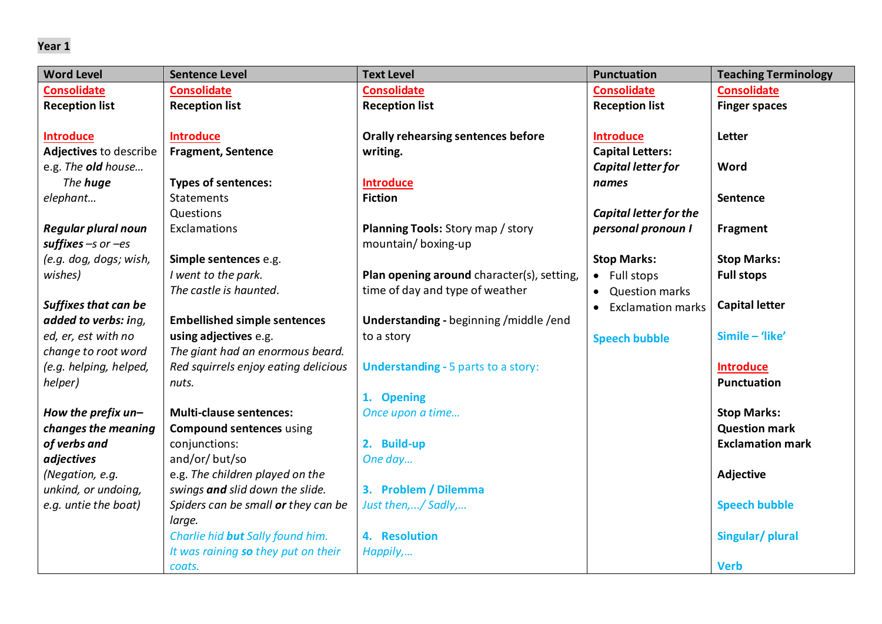**Year 1**

| Word Level | Sentence Level | Text Level | Punctuation | Teaching Terminology |
|---|---|---|---|---|
| Consolidate<br>**Reception list**<br><br>Introduce<br>**Adjectives** to describe e.g. *The **old** house…*<br>*The **huge** elephant…*<br><br>***Regular plural noun suffixes** –s or –es (e.g. dog, dogs; wish, wishes)*<br><br>***Suffixes that can be added to verbs:** ing, ed, er, est with no change to root word (e.g. helping, helped, helper)*<br><br>***How the prefix un– changes the meaning of verbs and adjectives** (Negation, e.g. unkind, or undoing, e.g. untie the boat)* | Consolidate<br>**Reception list**<br><br>Introduce<br>**Fragment, Sentence**<br><br>**Types of sentences:**<br>Statements<br>Questions<br>Exclamations<br><br>**Simple sentences** e.g.<br>*I went to the park.*<br>*The castle is haunted.*<br><br>**Embellished simple sentences using adjectives** e.g.<br>*The giant had an enormous beard.*<br>*Red squirrels enjoy eating delicious nuts.*<br><br>**Multi-clause sentences:**<br>**Compound sentences** using conjunctions:<br>and/or/ but/so<br>e.g. *The children played on the swings **and** slid down the slide.*<br>*Spiders can be small **or** they can be large.*<br>*Charlie hid **but** Sally found him.*<br>*It was raining **so** they put on their coats.* | Consolidate<br>**Reception list**<br><br>**Orally rehearsing sentences before writing.**<br><br>Introduce<br>**Fiction**<br><br>**Planning Tools:** Story map / story mountain/ boxing-up<br><br>**Plan opening around** character(s), setting, time of day and type of weather<br><br>**Understanding -** beginning /middle /end to a story<br><br>**Understanding -** 5 parts to a story:<br><br>**1. Opening**<br>*Once upon a time…*<br><br>**2. Build-up**<br>*One day…*<br><br>**3. Problem / Dilemma**<br>*Just then,…/ Sadly,…*<br><br>**4. Resolution**<br>*Happily,…* | Consolidate<br>**Reception list**<br><br>Introduce<br>**Capital Letters:**<br>***Capital letter for names***<br><br>***Capital letter for the personal pronoun I***<br><br>**Stop Marks:**<br>• Full stops<br>• Question marks<br>• Exclamation marks<br><br>**Speech bubble** | Consolidate<br>**Finger spaces**<br><br>**Letter**<br><br>**Word**<br><br>**Sentence**<br><br>**Fragment**<br><br>**Stop Marks:**<br>**Full stops**<br><br>**Capital letter**<br><br>**Simile – 'like'**<br><br>Introduce<br>**Punctuation**<br><br>**Stop Marks:**<br>**Question mark**<br>**Exclamation mark**<br><br>**Adjective**<br><br>**Speech bubble**<br><br>**Singular/ plural**<br><br>**Verb** |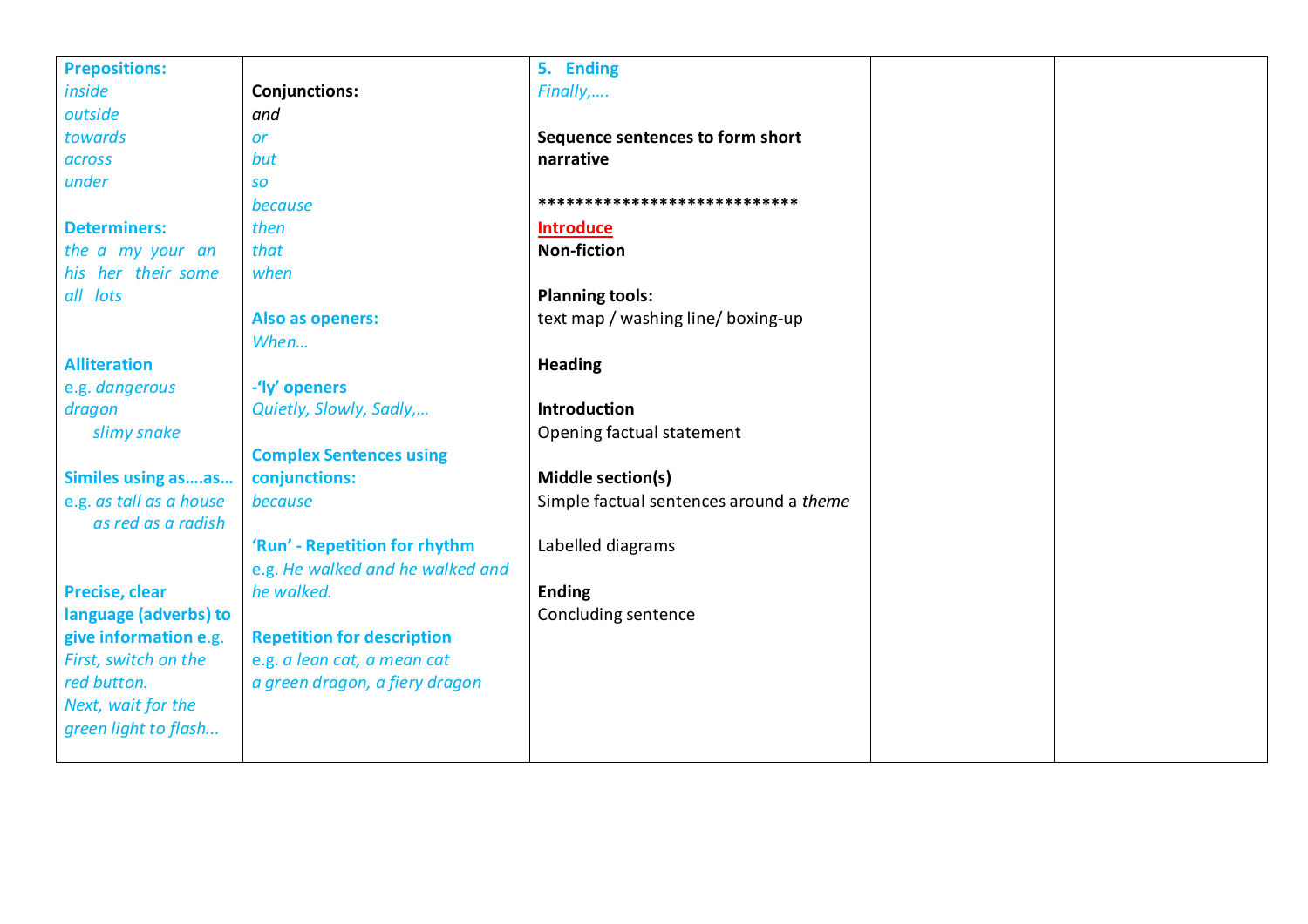| | | | | |
|---|---|---|---|---|
| **Prepositions:**<br>*inside*<br>*outside*<br>*towards*<br>*across*<br>*under*<br><br>**Determiners:**<br>*the a my your an*<br>*his her their some*<br>*all lots*<br><br>**Alliteration**<br>e.g. *dangerous dragon*<br>*slimy snake*<br><br>**Similes using as….as…**<br>e.g. *as tall as a house*<br>*as red as a radish*<br><br>**Precise, clear language (adverbs) to give information e**.g.<br>*First, switch on the red button.*<br>*Next, wait for the green light to flash...* | **Conjunctions:**<br>*and*<br>*or*<br>*but*<br>*so*<br>*because*<br>*then*<br>*that*<br>*when*<br><br>**Also as openers:**<br>*When…*<br><br>**-'ly' openers**<br>*Quietly, Slowly, Sadly,…*<br><br>**Complex Sentences using conjunctions:**<br>*because*<br><br>**'Run' - Repetition for rhythm**<br>e.g. *He walked and he walked and he walked.*<br><br>**Repetition for description**<br>e.g. *a lean cat, a mean cat*<br>*a green dragon, a fiery dragon* | **5. Ending**<br>*Finally,….*<br><br>**Sequence sentences to form short narrative**<br><br>***************************<br>**Introduce**<br>**Non-fiction**<br><br>**Planning tools:**<br>text map / washing line/ boxing-up<br><br>**Heading**<br><br>**Introduction**<br>Opening factual statement<br><br>**Middle section(s)**<br>Simple factual sentences around a *theme*<br><br>Labelled diagrams<br><br>**Ending**<br>Concluding sentence | | |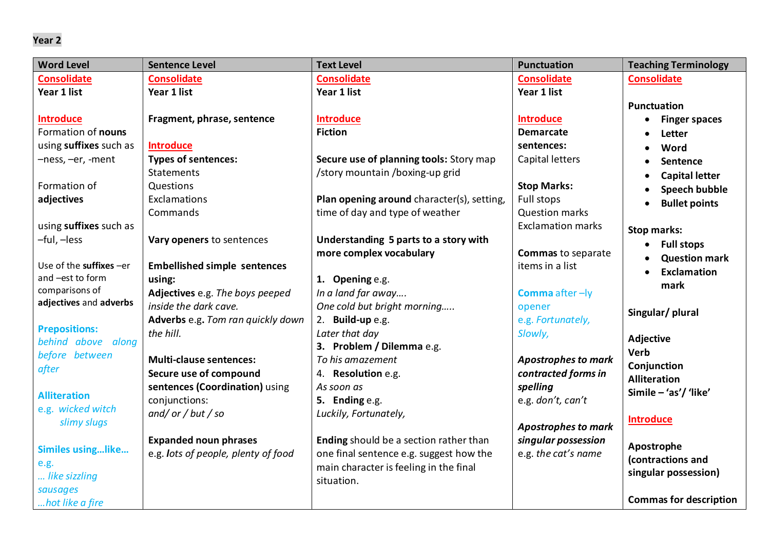**Year 2**

| Word Level | Sentence Level | Text Level | Punctuation | Teaching Terminology |
|---|---|---|---|---|
| **Consolidate**<br>**Year 1 list**<br><br>**Introduce**<br>Formation of **nouns** using **suffixes** such as –ness, –er, -ment<br><br>Formation of **adjectives**<br><br>using **suffixes** such as –ful, –less<br><br>Use of the **suffixes** –er and –est to form comparisons of **adjectives** and **adverbs**<br><br>**Prepositions:**<br>*behind above along before between after*<br><br>**Alliteration**<br>e.g. *wicked witch*<br>*slimy slugs*<br><br>**Similes using…like…**<br>e.g.<br>*… like sizzling sausages*<br>*…hot like a fire* | **Consolidate**<br>**Year 1 list**<br><br>**Fragment, phrase, sentence**<br><br>**Introduce**<br>**Types of sentences:**<br>Statements<br>Questions<br>Exclamations<br>Commands<br><br>**Vary openers** to sentences<br><br>**Embellished simple sentences using:**<br>**Adjectives** e.g. *The boys peeped inside the dark cave.*<br>**Adverbs** e.g. *Tom ran quickly down the hill.*<br><br>**Multi-clause sentences:**<br>**Secure use of compound sentences (Coordination)** using conjunctions:<br>*and/ or / but / so*<br><br>**Expanded noun phrases**<br>e.g. *lots of people, plenty of food* | **Consolidate**<br>**Year 1 list**<br><br>**Introduce**<br>**Fiction**<br><br>**Secure use of planning tools:** Story map /story mountain /boxing-up grid<br><br>**Plan opening around** character(s), setting, time of day and type of weather<br><br>**Understanding 5 parts to a story with more complex vocabulary**<br><br>1. **Opening** e.g.<br>*In a land far away….*<br>*One cold but bright morning…..*<br>2. **Build-up** e.g.<br>*Later that day*<br>3. **Problem / Dilemma** e.g.<br>*To his amazement*<br>4. **Resolution** e.g.<br>*As soon as*<br>5. **Ending** e.g.<br>*Luckily, Fortunately,*<br><br>**Ending** should be a section rather than one final sentence e.g. suggest how the main character is feeling in the final situation. | **Consolidate**<br>**Year 1 list**<br><br>**Introduce**<br>**Demarcate sentences:**<br>Capital letters<br><br>**Stop Marks:**<br>Full stops<br>Question marks<br>Exclamation marks<br><br>**Commas** to separate items in a list<br><br>**Comma** after –ly opener<br>e.g. *Fortunately, Slowly,*<br><br>***Apostrophes to mark contracted forms in spelling***<br>e.g. *don't, can't*<br><br>***Apostrophes to mark singular possession***<br>e.g. *the cat's name* | **Consolidate**<br><br>**Punctuation**<br>• **Finger spaces**<br>• **Letter**<br>• **Word**<br>• **Sentence**<br>• **Capital letter**<br>• **Speech bubble**<br>• **Bullet points**<br><br>**Stop marks:**<br>• **Full stops**<br>• **Question mark**<br>• **Exclamation mark**<br><br>**Singular/ plural**<br><br>**Adjective**<br>**Verb**<br>**Conjunction**<br>**Alliteration**<br>**Simile – 'as'/ 'like'**<br><br>**Introduce**<br><br>**Apostrophe (contractions and singular possession)**<br><br>**Commas for description** |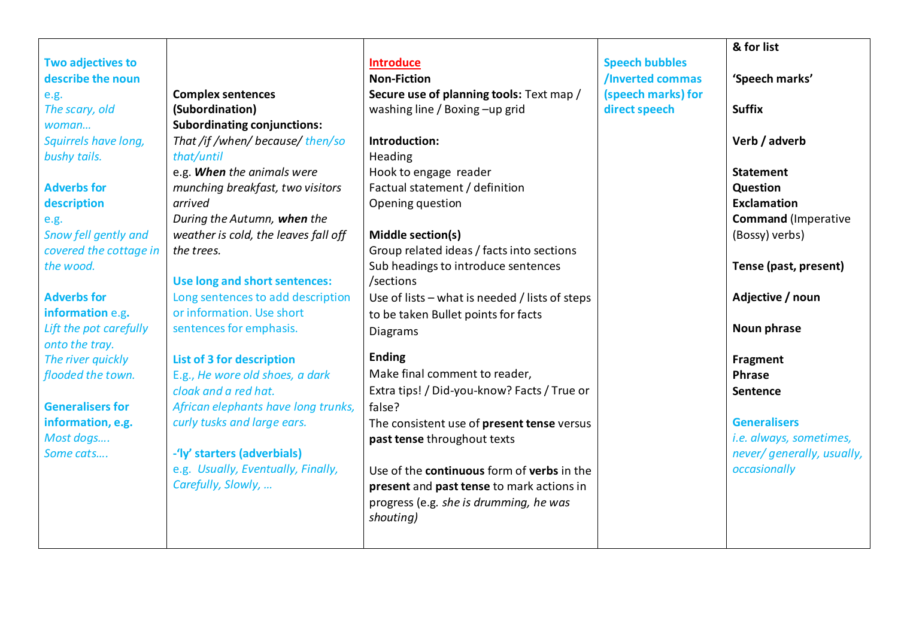| | | | | |
|---|---|---|---|---|
| **Two adjectives to describe the noun** e.g. *The scary, old woman…* *Squirrels have long, bushy tails.*<br><br>**Adverbs for description** e.g. *Snow fell gently and covered the cottage in the wood.*<br><br>**Adverbs for information** e.g. *Lift the pot carefully onto the tray.* *The river quickly flooded the town.*<br><br>**Generalisers for information, e.g.** *Most dogs….* *Some cats….* | **Complex sentences (Subordination)**<br>**Subordinating conjunctions:** *That /if /when/ because/ then/so that/until*<br>e.g. ***When*** *the animals were munching breakfast, two visitors arrived*<br>*During the Autumn,* ***when*** *the weather is cold, the leaves fall off the trees.*<br><br>**Use long and short sentences:** Long sentences to add description or information. Use short sentences for emphasis.<br><br>**List of 3 for description** E.g., *He wore old shoes, a dark cloak and a red hat.* *African elephants have long trunks, curly tusks and large ears.*<br><br>**-'ly' starters (adverbials)** e.g. *Usually, Eventually, Finally, Carefully, Slowly, …* | **Introduce**<br>**Non-Fiction**<br>**Secure use of planning tools:** Text map / washing line / Boxing –up grid<br><br>**Introduction:**<br>Heading<br>Hook to engage reader<br>Factual statement / definition<br>Opening question<br><br>**Middle section(s)**<br>Group related ideas / facts into sections<br>Sub headings to introduce sentences /sections<br>Use of lists – what is needed / lists of steps to be taken Bullet points for facts<br>Diagrams<br><br>**Ending**<br>Make final comment to reader,<br>Extra tips! / Did-you-know? Facts / True or false?<br>The consistent use of **present tense** versus **past tense** throughout texts<br><br>Use of the **continuous** form of **verbs** in the **present** and **past tense** to mark actions in progress (e.g. *she is drumming, he was shouting)* | **Speech bubbles /Inverted commas (speech marks) for direct speech** | **& for list**<br><br>**'Speech marks'**<br><br>**Suffix**<br><br>**Verb / adverb**<br><br>**Statement**<br>**Question**<br>**Exclamation**<br>**Command** (Imperative (Bossy) verbs)<br><br>**Tense (past, present)**<br><br>**Adjective / noun**<br><br>**Noun phrase**<br><br>**Fragment**<br>**Phrase**<br>**Sentence**<br><br>**Generalisers** *i.e. always, sometimes, never/ generally, usually, occasionally* |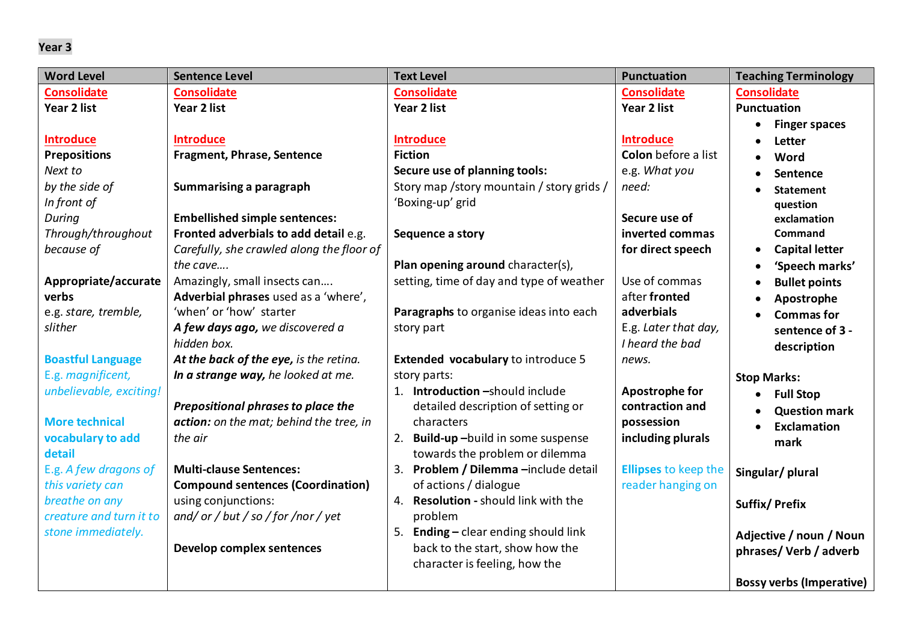**Year 3**

| Word Level | Sentence Level | Text Level | Punctuation | Teaching Terminology |
|---|---|---|---|---|
| Consolidate<br>**Year 2 list**<br><br>Introduce<br>**Prepositions**<br>*Next to*<br>*by the side of*<br>*In front of*<br>*During*<br>*Through/throughout*<br>*because of*<br><br>**Appropriate/accurate verbs**<br>e.g. *stare, tremble, slither*<br><br>**Boastful Language**<br>E.g. *magnificent, unbelievable, exciting!*<br><br>**More technical vocabulary to add detail**<br>E.g. *A few dragons of this variety can breathe on any creature and turn it to stone immediately.* | Consolidate<br>**Year 2 list**<br><br>Introduce<br>**Fragment, Phrase, Sentence**<br><br>**Summarising a paragraph**<br><br>**Embellished simple sentences:**<br>**Fronted adverbials to add detail** e.g. *Carefully, she crawled along the floor of the cave….*<br>Amazingly, small insects can….<br>**Adverbial phrases** used as a 'where', 'when' or 'how' starter<br>***A few days ago,*** *we discovered a hidden box.*<br>***At the back of the eye,*** *is the retina.*<br>***In a strange way,*** *he looked at me.*<br><br>***Prepositional phrases to place the action:*** *on the mat; behind the tree, in the air*<br><br>**Multi-clause Sentences:**<br>**Compound sentences (Coordination)** using conjunctions:<br>*and/ or / but / so / for /nor / yet*<br><br>**Develop complex sentences** | Consolidate<br>**Year 2 list**<br><br>Introduce<br>**Fiction**<br>**Secure use of planning tools:**<br>Story map /story mountain / story grids / 'Boxing-up' grid<br><br>**Sequence a story**<br><br>**Plan opening around** character(s), setting, time of day and type of weather<br><br>**Paragraphs** to organise ideas into each story part<br><br>**Extended vocabulary** to introduce 5 story parts:<br>1. **Introduction** –should include detailed description of setting or characters<br>2. **Build-up** –build in some suspense towards the problem or dilemma<br>3. **Problem / Dilemma** –include detail of actions / dialogue<br>4. **Resolution** - should link with the problem<br>5. **Ending** – clear ending should link back to the start, show how the character is feeling, how the | Consolidate<br>**Year 2 list**<br><br>Introduce<br>**Colon** before a list<br>e.g. *What you need:*<br><br>**Secure use of inverted commas for direct speech**<br><br>Use of commas after **fronted adverbials**<br>E.g. *Later that day, I heard the bad news.*<br><br>**Apostrophe for contraction and possession including plurals**<br><br>**Ellipses** to keep the reader hanging on | Consolidate<br>**Punctuation**<br>• **Finger spaces**<br>• **Letter**<br>• **Word**<br>• **Sentence**<br>• **Statement question exclamation Command**<br>• **Capital letter**<br>• **'Speech marks'**<br>• **Bullet points**<br>• **Apostrophe**<br>• **Commas for sentence of 3 - description**<br><br>**Stop Marks:**<br>• **Full Stop**<br>• **Question mark**<br>• **Exclamation mark**<br><br>**Singular/ plural**<br><br>**Suffix/ Prefix**<br><br>**Adjective / noun / Noun phrases/ Verb / adverb**<br><br>**Bossy verbs (Imperative)** |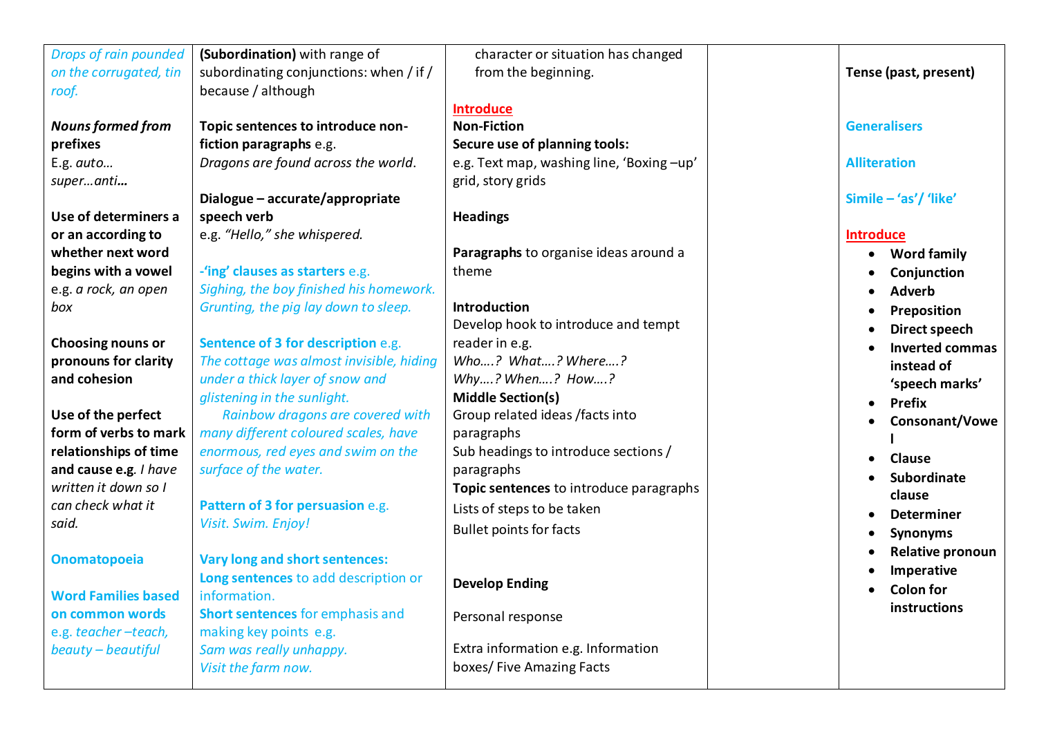| | | | | |
|---|---|---|---|---|
| *Drops of rain pounded on the corrugated, tin roof.*<br><br>***Nouns formed from* prefixes**<br>E.g. *auto… super…anti…*<br><br>**Use of determiners a or an according to whether next word begins with a vowel** e.g. *a rock, an open box*<br><br>**Choosing nouns or pronouns for clarity and cohesion**<br><br>**Use of the perfect form of verbs to mark relationships of time and cause e.g**. *I have written it down so I can check what it said.*<br><br>**Onomatopoeia**<br><br>**Word Families based on common words** e.g. *teacher –teach, beauty – beautiful* | **(Subordination)** with range of subordinating conjunctions: when / if / because / although<br><br>**Topic sentences to introduce non-fiction paragraphs** e.g. *Dragons are found across the world*.<br><br>**Dialogue – accurate/appropriate speech verb** e.g. *"Hello," she whispered.*<br><br>**-'ing' clauses as starters** e.g. *Sighing, the boy finished his homework. Grunting, the pig lay down to sleep.*<br><br>**Sentence of 3 for description** e.g. *The cottage was almost invisible, hiding under a thick layer of snow and glistening in the sunlight.* *Rainbow dragons are covered with many different coloured scales, have enormous, red eyes and swim on the surface of the water.*<br><br>**Pattern of 3 for persuasion** e.g. *Visit. Swim. Enjoy!*<br><br>**Vary long and short sentences:**<br>**Long sentences** to add description or information.<br>**Short sentences** for emphasis and making key points e.g. *Sam was really unhappy. Visit the farm now.* | character or situation has changed from the beginning.<br><br>**Introduce**<br>**Non-Fiction**<br>**Secure use of planning tools:**<br>e.g. Text map, washing line, 'Boxing –up' grid, story grids<br><br>**Headings**<br><br>**Paragraphs** to organise ideas around a theme<br><br>**Introduction**<br>Develop hook to introduce and tempt reader in e.g. *Who….? What….? Where….? Why….? When….? How….?*<br>**Middle Section(s)**<br>Group related ideas /facts into paragraphs<br>Sub headings to introduce sections / paragraphs<br>**Topic sentences** to introduce paragraphs<br>Lists of steps to be taken<br>Bullet points for facts<br><br>**Develop Ending**<br><br>Personal response<br><br>Extra information e.g. Information boxes/ Five Amazing Facts | | **Tense (past, present)**<br><br>**Generalisers**<br><br>**Alliteration**<br><br>**Simile – 'as'/ 'like'**<br><br>**Introduce**<br>• **Word family**<br>• **Conjunction**<br>• **Adverb**<br>• **Preposition**<br>• **Direct speech**<br>• **Inverted commas instead of 'speech marks'**<br>• **Prefix**<br>• **Consonant/Vowel**<br>• **Clause**<br>• **Subordinate clause**<br>• **Determiner**<br>• **Synonyms**<br>• **Relative pronoun**<br>• **Imperative**<br>• **Colon for instructions** |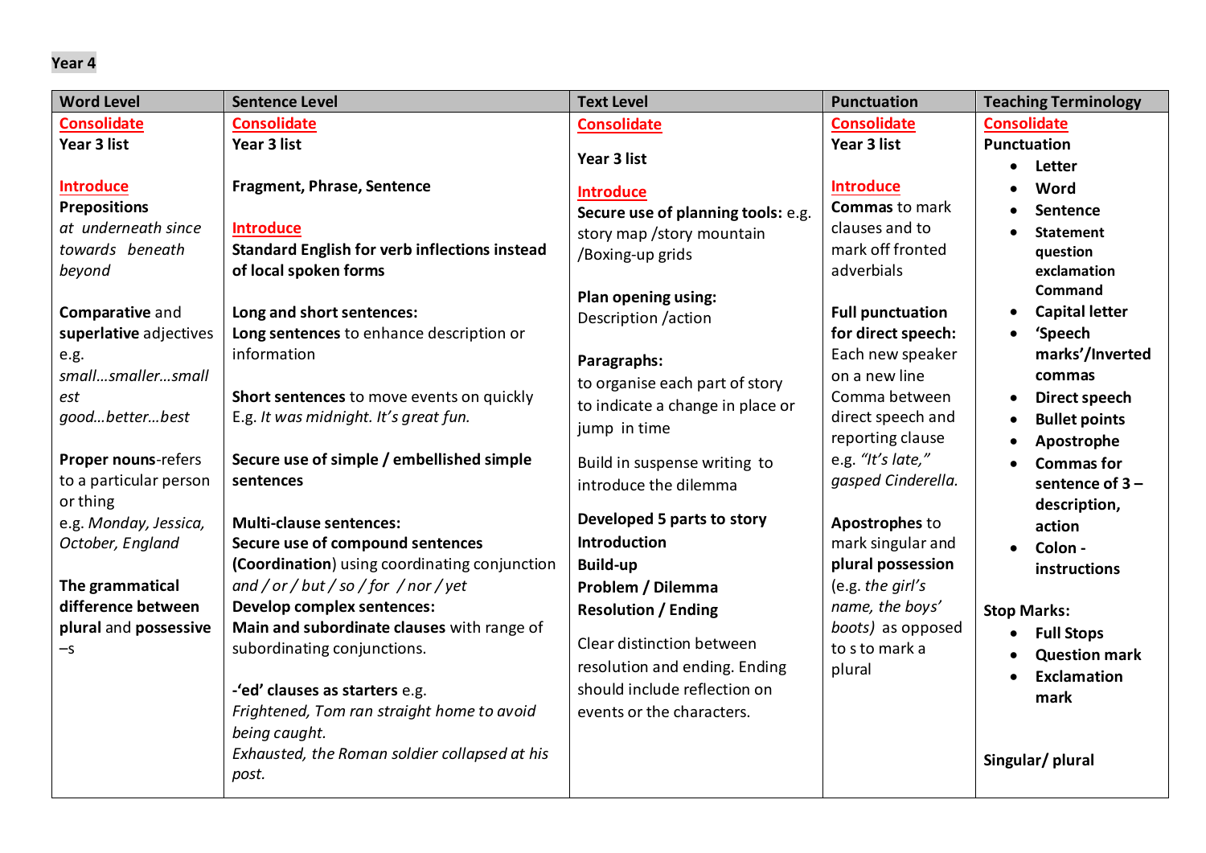**Year 4**

| Word Level | Sentence Level | Text Level | Punctuation | Teaching Terminology |
|---|---|---|---|---|
| Consolidate<br>**Year 3 list**<br><br>Introduce<br>**Prepositions**<br>*at underneath since towards beneath beyond*<br><br>**Comparative** and **superlative** adjectives e.g. *small…smaller…smallest good…better…best*<br><br>**Proper nouns**-refers to a particular person or thing e.g. *Monday, Jessica, October, England*<br><br>**The grammatical difference between plural** and **possessive** –s | Consolidate<br>**Year 3 list**<br><br>**Fragment, Phrase, Sentence**<br><br>Introduce<br>**Standard English for verb inflections instead of local spoken forms**<br><br>**Long and short sentences:**<br>**Long sentences** to enhance description or information<br><br>**Short sentences** to move events on quickly E.g. *It was midnight. It's great fun.*<br><br>**Secure use of simple / embellished simple sentences**<br><br>**Multi-clause sentences:**<br>**Secure use of compound sentences (Coordination**) using coordinating conjunction *and / or / but / so / for / nor / yet*<br>**Develop complex sentences:**<br>**Main and subordinate clauses** with range of subordinating conjunctions.<br><br>**-'ed' clauses as starters** e.g.<br>*Frightened, Tom ran straight home to avoid being caught.*<br>*Exhausted, the Roman soldier collapsed at his post.* | Consolidate<br><br>**Year 3 list**<br><br>Introduce<br>**Secure use of planning tools:** e.g. story map /story mountain /Boxing-up grids<br><br>**Plan opening using:**<br>Description /action<br><br>**Paragraphs:**<br>to organise each part of story<br>to indicate a change in place or jump in time<br><br>Build in suspense writing to introduce the dilemma<br><br>**Developed 5 parts to story**<br>**Introduction**<br>**Build-up**<br>**Problem / Dilemma**<br>**Resolution / Ending**<br><br>Clear distinction between resolution and ending. Ending should include reflection on events or the characters. | Consolidate<br>**Year 3 list**<br><br>Introduce<br>**Commas** to mark clauses and to mark off fronted adverbials<br><br>**Full punctuation for direct speech:**<br>Each new speaker on a new line<br>Comma between direct speech and reporting clause e.g. *"It's late," gasped Cinderella.*<br><br>**Apostrophes** to mark singular and **plural possession** (e.g. *the girl's name, the boys' boots*) as opposed to s to mark a plural | Consolidate<br>**Punctuation**<br>• **Letter**<br>• **Word**<br>• **Sentence**<br>• **Statement question exclamation Command**<br>• **Capital letter**<br>• **'Speech marks'/Inverted commas**<br>• **Direct speech**<br>• **Bullet points**<br>• **Apostrophe**<br>• **Commas for sentence of 3 – description, action**<br>• **Colon - instructions**<br><br>**Stop Marks:**<br>• **Full Stops**<br>• **Question mark**<br>• **Exclamation mark**<br><br>**Singular/ plural** |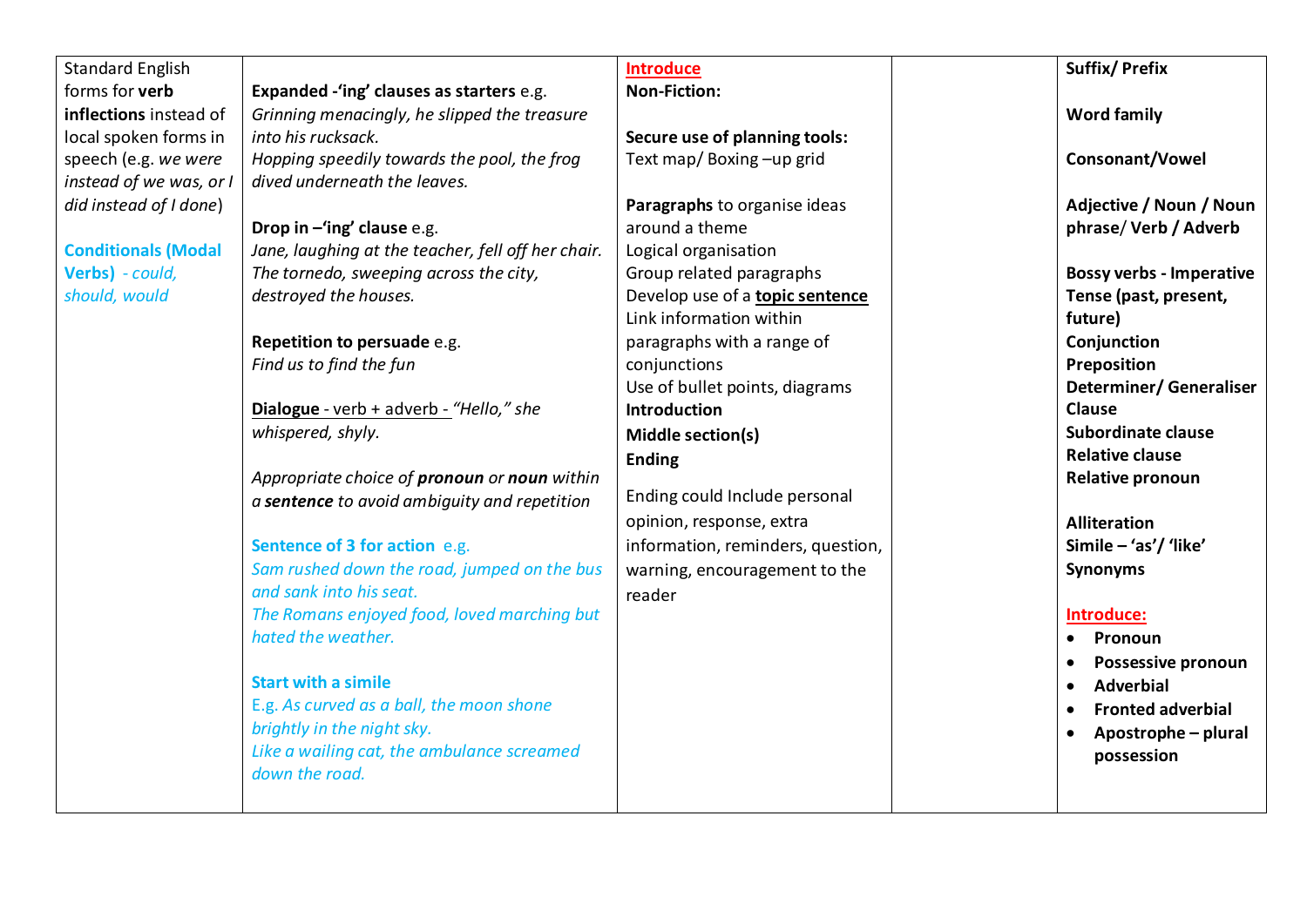| | | | | |
|---|---|---|---|---|
| Standard English forms for **verb inflections** instead of local spoken forms in speech (e.g. *we were* instead of *we was*, or *I did* instead of *I done*)<br><br>**Conditionals (Modal Verbs)** - *could, should, would* | **Expanded -'ing' clauses as starters** e.g.<br>*Grinning menacingly, he slipped the treasure into his rucksack.*<br>*Hopping speedily towards the pool, the frog dived underneath the leaves.*<br><br>**Drop in –'ing' clause** e.g.<br>*Jane, laughing at the teacher, fell off her chair.*<br>*The tornedo, sweeping across the city, destroyed the houses.*<br><br>**Repetition to persuade** e.g.<br>*Find us to find the fun*<br><br>**Dialogue** - verb + adverb - *"Hello," she whispered, shyly.*<br><br>*Appropriate choice of* ***pronoun*** *or* ***noun*** *within a* ***sentence*** *to avoid ambiguity and repetition*<br><br>**Sentence of 3 for action** e.g.<br>*Sam rushed down the road, jumped on the bus and sank into his seat.*<br>*The Romans enjoyed food, loved marching but hated the weather.*<br><br>**Start with a simile**<br>E.g. *As curved as a ball, the moon shone brightly in the night sky.*<br>*Like a wailing cat, the ambulance screamed down the road.* | **Introduce**<br>**Non-Fiction:**<br><br>**Secure use of planning tools:**<br>Text map/ Boxing –up grid<br><br>**Paragraphs** to organise ideas around a theme<br>Logical organisation<br>Group related paragraphs<br>Develop use of a **topic sentence**<br>Link information within paragraphs with a range of conjunctions<br>Use of bullet points, diagrams<br>**Introduction**<br>**Middle section(s)**<br>**Ending**<br><br>Ending could Include personal opinion, response, extra information, reminders, question, warning, encouragement to the reader | | **Suffix/ Prefix**<br><br>**Word family**<br><br>**Consonant/Vowel**<br><br>**Adjective / Noun / Noun phrase/ Verb / Adverb**<br><br>**Bossy verbs - Imperative**<br>**Tense (past, present, future)**<br>**Conjunction**<br>**Preposition**<br>**Determiner/ Generaliser**<br>**Clause**<br>**Subordinate clause**<br>**Relative clause**<br>**Relative pronoun**<br><br>**Alliteration**<br>**Simile – 'as'/ 'like'**<br>**Synonyms**<br><br>**Introduce:**<br>• **Pronoun**<br>• **Possessive pronoun**<br>• **Adverbial**<br>• **Fronted adverbial**<br>• **Apostrophe – plural possession** |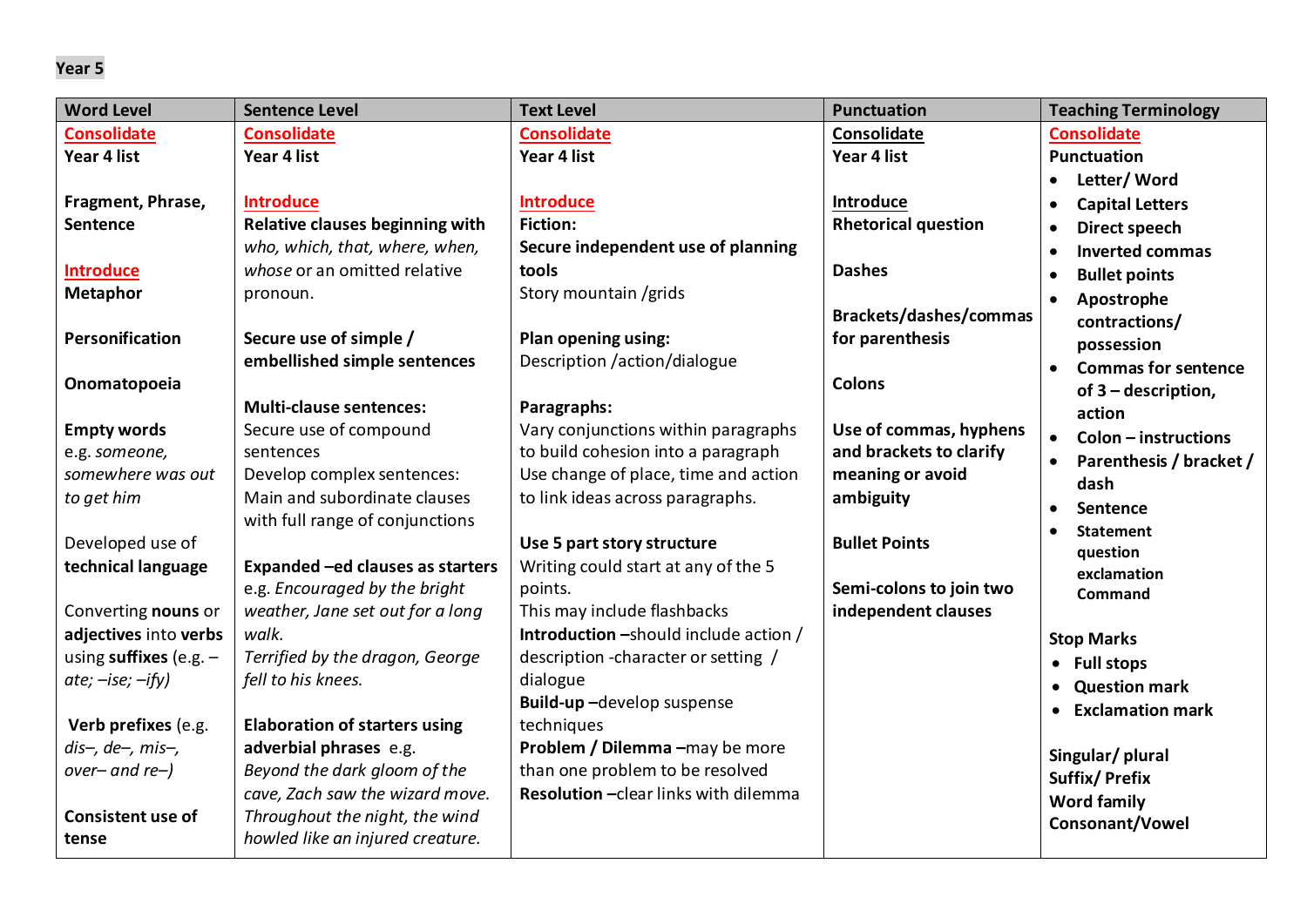**Year 5**

| Word Level | Sentence Level | Text Level | Punctuation | Teaching Terminology |
|---|---|---|---|---|
| Consolidate<br>**Year 4 list**<br><br>**Fragment, Phrase, Sentence**<br><br>Introduce<br>**Metaphor**<br><br>**Personification**<br><br>**Onomatopoeia**<br><br>**Empty words** e.g. *someone, somewhere was out to get him*<br><br>Developed use of **technical language**<br><br>Converting **nouns** or **adjectives into verbs** using **suffixes** (e.g. *–ate; –ise; –ify)*<br><br>**Verb prefixes** (e.g. *dis–, de–, mis–, over– and re–)*<br><br>**Consistent use of tense** | Consolidate<br>**Year 4 list**<br><br>Introduce<br>**Relative clauses beginning with** *who, which, that, where, when, whose* or an omitted relative pronoun.<br><br>**Secure use of simple / embellished simple sentences**<br><br>**Multi-clause sentences:**<br>Secure use of compound sentences<br>Develop complex sentences: Main and subordinate clauses with full range of conjunctions<br><br>**Expanded –ed clauses as starters** e.g. *Encouraged by the bright weather, Jane set out for a long walk.*<br>*Terrified by the dragon, George fell to his knees.*<br><br>**Elaboration of starters using adverbial phrases** e.g. *Beyond the dark gloom of the cave, Zach saw the wizard move.*<br>*Throughout the night, the wind howled like an injured creature.* | Consolidate<br>**Year 4 list**<br><br>Introduce<br>**Fiction:**<br>**Secure independent use of planning tools**<br>Story mountain /grids<br><br>**Plan opening using:**<br>Description /action/dialogue<br><br>**Paragraphs:**<br>Vary conjunctions within paragraphs to build cohesion into a paragraph<br>Use change of place, time and action to link ideas across paragraphs.<br><br>**Use 5 part story structure**<br>Writing could start at any of the 5 points.<br>This may include flashbacks<br>**Introduction** –should include action / description -character or setting / dialogue<br>**Build-up** –develop suspense techniques<br>**Problem / Dilemma** –may be more than one problem to be resolved<br>**Resolution** –clear links with dilemma | Consolidate<br>**Year 4 list**<br><br>Introduce<br>**Rhetorical question**<br><br>**Dashes**<br><br>**Brackets/dashes/commas for parenthesis**<br><br>**Colons**<br><br>**Use of commas, hyphens and brackets to clarify meaning or avoid ambiguity**<br><br>**Bullet Points**<br><br>**Semi-colons to join two independent clauses** | Consolidate<br>**Punctuation**<br>• **Letter/ Word**<br>• **Capital Letters**<br>• **Direct speech**<br>• **Inverted commas**<br>• **Bullet points**<br>• **Apostrophe contractions/ possession**<br>• **Commas for sentence of 3 – description, action**<br>• **Colon – instructions**<br>• **Parenthesis / bracket / dash**<br>• **Sentence**<br>• **Statement question exclamation Command**<br><br>**Stop Marks**<br>• **Full stops**<br>• **Question mark**<br>• **Exclamation mark**<br><br>**Singular/ plural**<br>**Suffix/ Prefix**<br>**Word family**<br>**Consonant/Vowel** |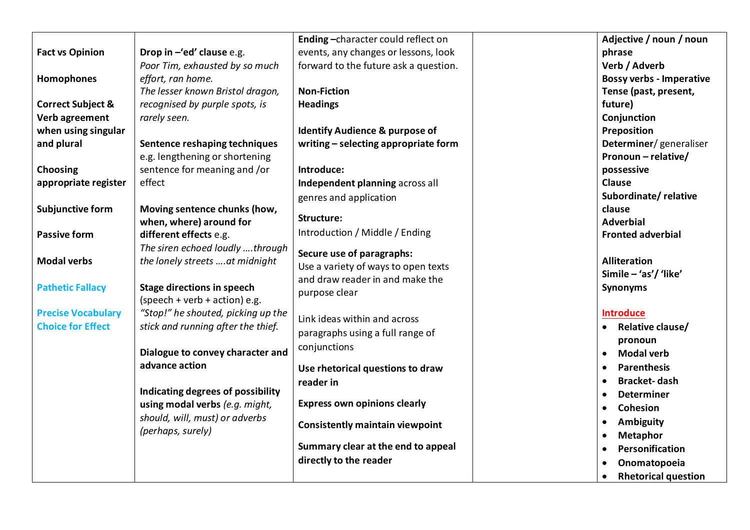| | | | | |
|---|---|---|---|---|
| **Fact vs Opinion**<br><br>**Homophones**<br><br>**Correct Subject & Verb agreement when using singular and plural**<br><br>**Choosing appropriate register**<br><br>**Subjunctive form**<br><br>**Passive form**<br><br>**Modal verbs**<br><br>**Pathetic Fallacy**<br><br>**Precise Vocabulary Choice for Effect** | **Drop in –'ed' clause** e.g. *Poor Tim, exhausted by so much effort, ran home.* *The lesser known Bristol dragon, recognised by purple spots, is rarely seen.*<br><br>**Sentence reshaping techniques** e.g. lengthening or shortening sentence for meaning and /or effect<br><br>**Moving sentence chunks (how, when, where) around for different effects** e.g. *The siren echoed loudly ….through the lonely streets ….at midnight*<br><br>**Stage directions in speech** (speech + verb + action) e.g. *"Stop!" he shouted, picking up the stick and running after the thief.*<br><br>**Dialogue to convey character and advance action**<br><br>**Indicating degrees of possibility using modal verbs** *(e.g. might, should, will, must) or adverbs (perhaps, surely)* | **Ending –**character could reflect on events, any changes or lessons, look forward to the future ask a question.<br><br>**Non-Fiction**<br>**Headings**<br><br>**Identify Audience & purpose of writing – selecting appropriate form**<br><br>**Introduce:**<br>**Independent planning** across all genres and application<br><br>**Structure:**<br>Introduction / Middle / Ending<br><br>**Secure use of paragraphs:**<br>Use a variety of ways to open texts and draw reader in and make the purpose clear<br><br>Link ideas within and across paragraphs using a full range of conjunctions<br><br>**Use rhetorical questions to draw reader in**<br><br>**Express own opinions clearly**<br><br>**Consistently maintain viewpoint**<br><br>**Summary clear at the end to appeal directly to the reader** | | **Adjective / noun / noun phrase**<br>**Verb / Adverb**<br>**Bossy verbs - Imperative**<br>**Tense (past, present, future)**<br>**Conjunction**<br>**Preposition**<br>**Determiner**/ generaliser<br>**Pronoun – relative/ possessive**<br>**Clause**<br>**Subordinate/ relative clause**<br>**Adverbial**<br>**Fronted adverbial**<br><br>**Alliteration**<br>**Simile – 'as'/ 'like'**<br>**Synonyms**<br><br>**Introduce**<br>• **Relative clause/ pronoun**<br>• **Modal verb**<br>• **Parenthesis**<br>• **Bracket- dash**<br>• **Determiner**<br>• **Cohesion**<br>• **Ambiguity**<br>• **Metaphor**<br>• **Personification**<br>• **Onomatopoeia**<br>• **Rhetorical question** |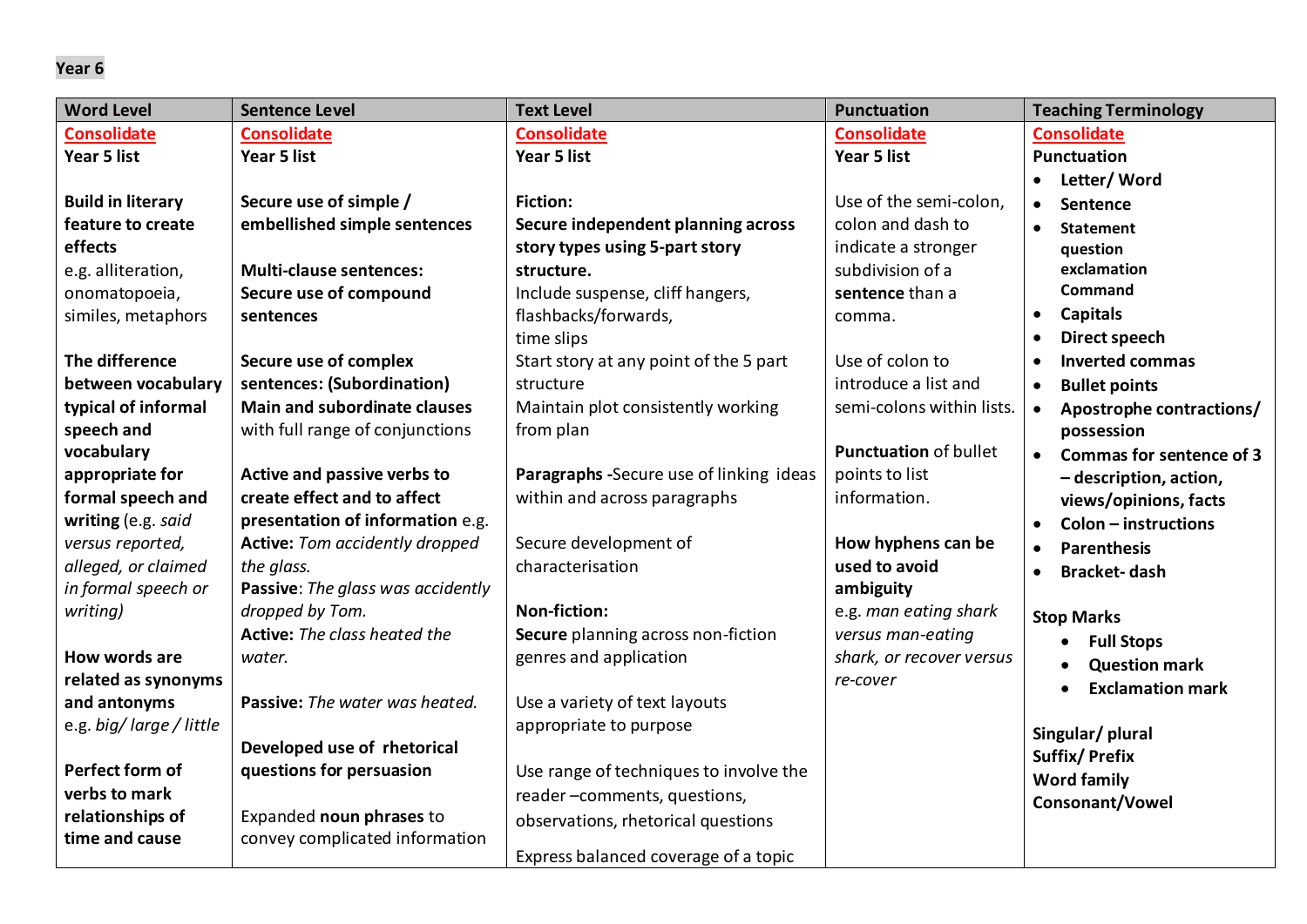**Year 6**

| Word Level | Sentence Level | Text Level | Punctuation | Teaching Terminology |
|---|---|---|---|---|
| **Consolidate**<br>**Year 5 list**<br><br>**Build in literary feature to create effects**<br>e.g. alliteration, onomatopoeia, similes, metaphors<br><br>**The difference between vocabulary typical of informal speech and vocabulary appropriate for formal speech and writing** (e.g. *said versus reported, alleged, or claimed in formal speech or writing)*<br><br>**How words are related as synonyms and antonyms**<br>e.g. *big/ large / little*<br><br>**Perfect form of verbs to mark relationships of time and cause** | **Consolidate**<br>**Year 5 list**<br><br>**Secure use of simple / embellished simple sentences**<br><br>**Multi-clause sentences: Secure use of compound sentences**<br><br>**Secure use of complex sentences: (Subordination) Main and subordinate clauses** with full range of conjunctions<br><br>**Active and passive verbs to create effect and to affect presentation of information** e.g.<br>**Active:** *Tom accidently dropped the glass.*<br>**Passive**: *The glass was accidently dropped by Tom.*<br>**Active:** *The class heated the water.*<br><br>**Passive:** *The water was heated.*<br><br>**Developed use of rhetorical questions for persuasion**<br><br>Expanded **noun phrases** to convey complicated information | **Consolidate**<br>**Year 5 list**<br><br>**Fiction:**<br>**Secure independent planning across story types using 5-part story structure.**<br>Include suspense, cliff hangers, flashbacks/forwards, time slips<br>Start story at any point of the 5 part structure<br>Maintain plot consistently working from plan<br><br>**Paragraphs -**Secure use of linking ideas within and across paragraphs<br><br>Secure development of characterisation<br><br>**Non-fiction:**<br>**Secure** planning across non-fiction genres and application<br><br>Use a variety of text layouts appropriate to purpose<br><br>Use range of techniques to involve the reader –comments, questions, observations, rhetorical questions<br><br>Express balanced coverage of a topic | **Consolidate**<br>**Year 5 list**<br><br>Use of the semi-colon, colon and dash to indicate a stronger subdivision of a **sentence** than a comma.<br><br>Use of colon to introduce a list and semi-colons within lists.<br><br>**Punctuation** of bullet points to list information.<br><br>**How hyphens can be used to avoid ambiguity**<br>e.g. *man eating shark versus man-eating shark, or recover versus re-cover* | **Consolidate**<br>**Punctuation**<br>• **Letter/ Word**<br>• **Sentence**<br>• **Statement question exclamation Command**<br>• **Capitals**<br>• **Direct speech**<br>• **Inverted commas**<br>• **Bullet points**<br>• **Apostrophe contractions/ possession**<br>• **Commas for sentence of 3 – description, action, views/opinions, facts**<br>• **Colon – instructions**<br>• **Parenthesis**<br>• **Bracket- dash**<br><br>**Stop Marks**<br>• **Full Stops**<br>• **Question mark**<br>• **Exclamation mark**<br><br>**Singular/ plural**<br>**Suffix/ Prefix**<br>**Word family**<br>**Consonant/Vowel** |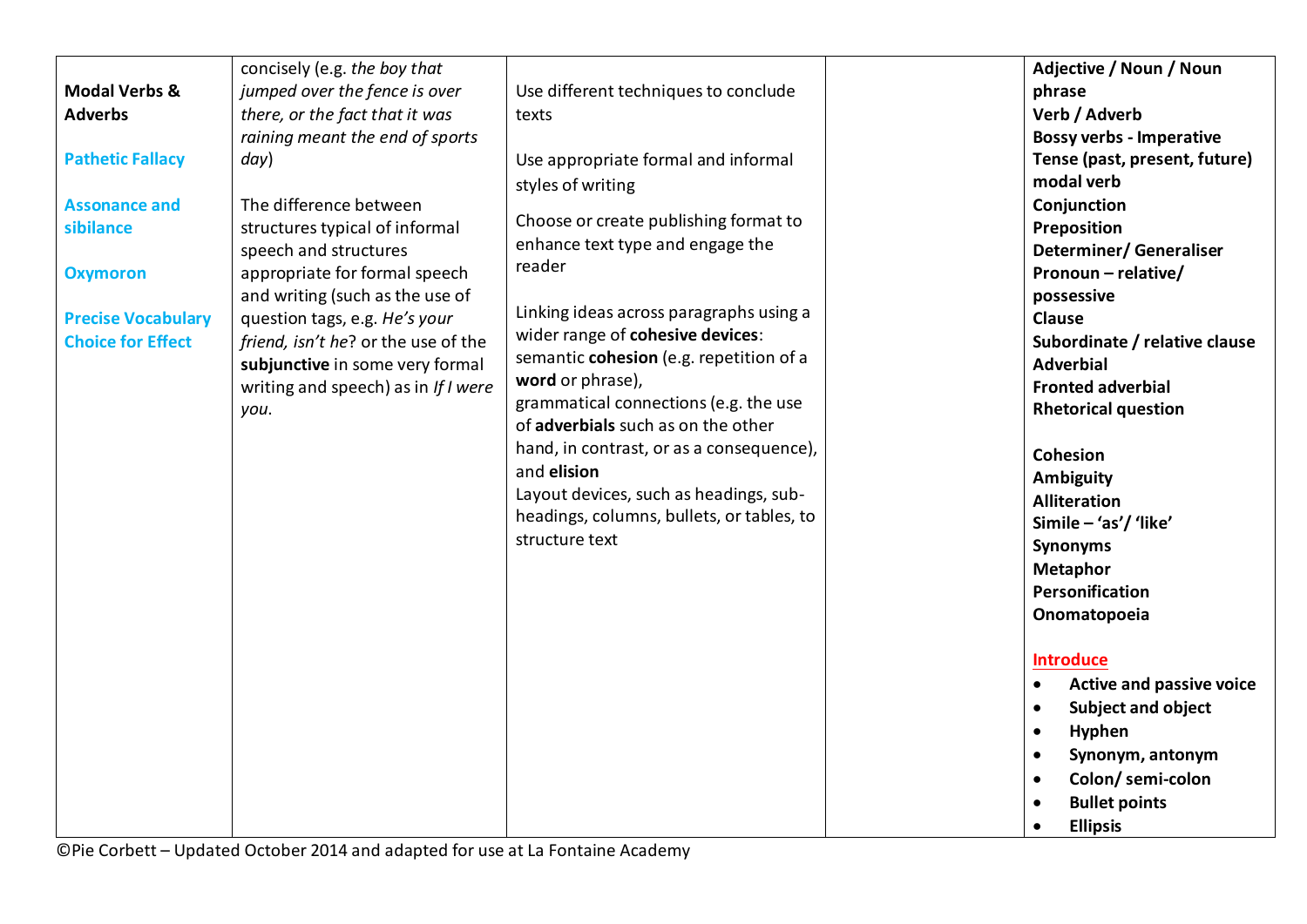| | | | | |
|---|---|---|---|---|
| **Modal Verbs & Adverbs**<br><br>**Pathetic Fallacy**<br><br>**Assonance and sibilance**<br><br>**Oxymoron**<br><br>**Precise Vocabulary Choice for Effect** | concisely (e.g. *the boy that jumped over the fence is over there, or the fact that it was raining meant the end of sports day*)<br><br>The difference between structures typical of informal speech and structures appropriate for formal speech and writing (such as the use of question tags, e.g. *He's your friend, isn't he*? or the use of the **subjunctive** in some very formal writing and speech) as in *If I were you.* | Use different techniques to conclude texts<br><br>Use appropriate formal and informal styles of writing<br><br>Choose or create publishing format to enhance text type and engage the reader<br><br>Linking ideas across paragraphs using a wider range of **cohesive devices**: semantic **cohesion** (e.g. repetition of a **word** or phrase), grammatical connections (e.g. the use of **adverbials** such as on the other hand, in contrast, or as a consequence), and **elision**<br>Layout devices, such as headings, sub-headings, columns, bullets, or tables, to structure text | | **Adjective / Noun / Noun phrase**<br>**Verb / Adverb**<br>**Bossy verbs - Imperative**<br>**Tense (past, present, future)**<br>**modal verb**<br>**Conjunction**<br>**Preposition**<br>**Determiner/ Generaliser**<br>**Pronoun – relative/ possessive**<br>**Clause**<br>**Subordinate / relative clause**<br>**Adverbial**<br>**Fronted adverbial**<br>**Rhetorical question**<br><br>**Cohesion**<br>**Ambiguity**<br>**Alliteration**<br>**Simile – 'as'/ 'like'**<br>**Synonyms**<br>**Metaphor**<br>**Personification**<br>**Onomatopoeia**<br><br>**Introduce**<br>• **Active and passive voice**<br>• **Subject and object**<br>• **Hyphen**<br>• **Synonym, antonym**<br>• **Colon/ semi-colon**<br>• **Bullet points**<br>• **Ellipsis** |

©Pie Corbett – Updated October 2014 and adapted for use at La Fontaine Academy